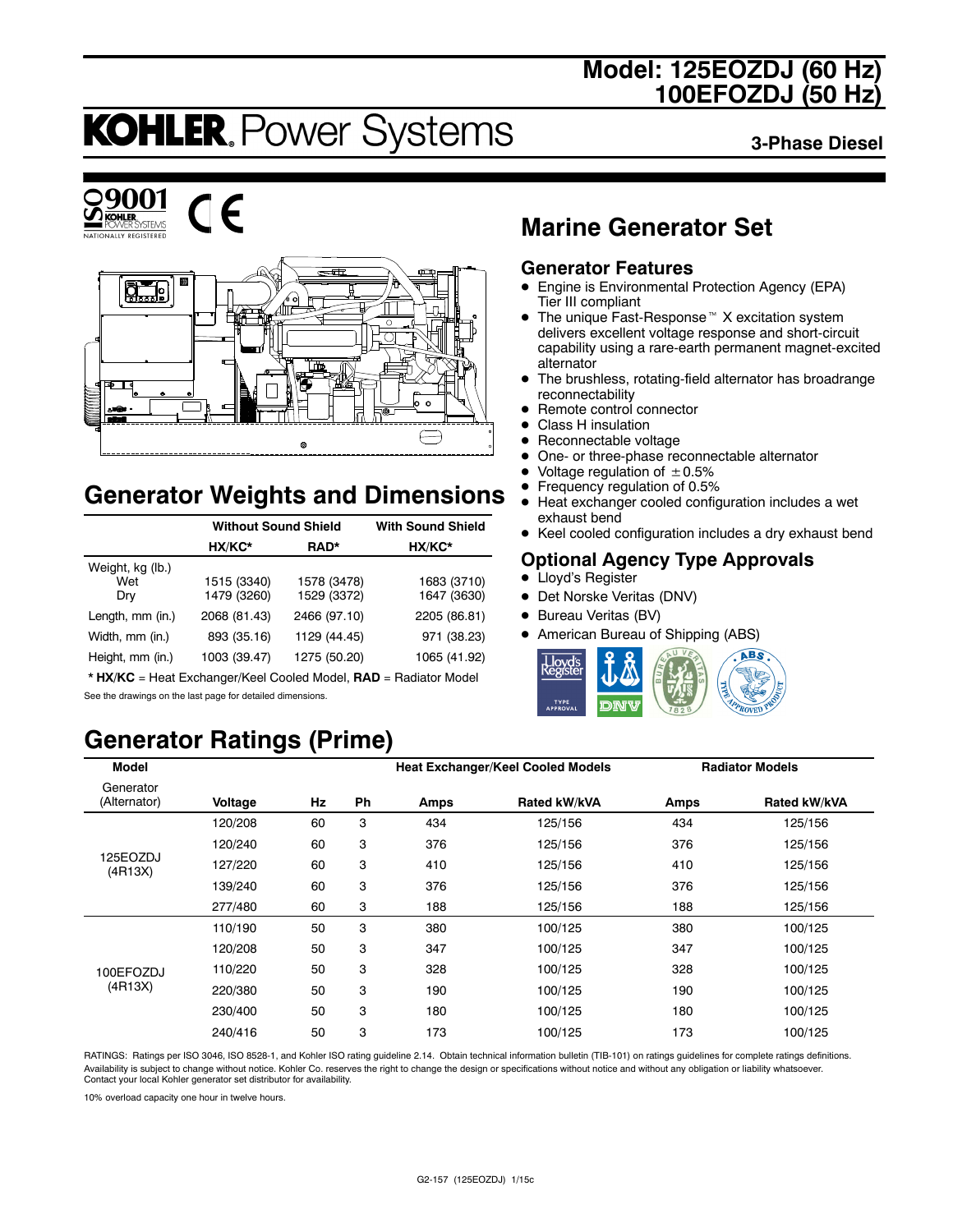# Model: 125EOZDJ (60 Hz) 100EFOZDJ (50 Hz)

KOHLER. Power Systems

**3-Phase Diesel**

ISO 9001 KOHLER POWER SYSTEMS NATIONALLY REGISTERED

## Marine Generator Set

### Generator Features

- Engine is Environmental Protection Agency (EPA) Tier III compliant
- The unique Fast-Response™ X excitation system delivers excellent voltage response and short-circuit capability using a rare-earth permanent magnet-excited alternator
- The brushless, rotating-field alternator has broadrange reconnectability
- Remote control connector
- Class H insulation
- Reconnectable voltage
- One- or three-phase reconnectable alternator
- Voltage regulation of ±0.5%
- Frequency regulation of 0.5%
- Heat exchanger cooled configuration includes a wet exhaust bend
- Keel cooled configuration includes a dry exhaust bend

### Optional Agency Type Approvals

- Lloyd's Register
- Det Norske Veritas (DNV)
- Bureau Veritas (BV)
- American Bureau of Shipping (ABS)

## Generator Weights and Dimensions

| | Without Sound Shield | | With Sound Shield |
|---|---|---|---|
| | HX/KC* | RAD* | HX/KC* |
| Weight, kg (lb.) | | | |
| Wet | 1515 (3340) | 1578 (3478) | 1683 (3710) |
| Dry | 1479 (3260) | 1529 (3372) | 1647 (3630) |
| Length, mm (in.) | 2068 (81.43) | 2466 (97.10) | 2205 (86.81) |
| Width, mm (in.) | 893 (35.16) | 1129 (44.45) | 971 (38.23) |
| Height, mm (in.) | 1003 (39.47) | 1275 (50.20) | 1065 (41.92) |

* **HX/KC** = Heat Exchanger/Keel Cooled Model, **RAD** = Radiator Model

See the drawings on the last page for detailed dimensions.

## Generator Ratings (Prime)

| Model | | | | Heat Exchanger/Keel Cooled Models | | Radiator Models | |
|---|---|---|---|---|---|---|---|
| Generator (Alternator) | Voltage | Hz | Ph | Amps | Rated kW/kVA | Amps | Rated kW/kVA |
| 125EOZDJ (4R13X) | 120/208 | 60 | 3 | 434 | 125/156 | 434 | 125/156 |
| | 120/240 | 60 | 3 | 376 | 125/156 | 376 | 125/156 |
| | 127/220 | 60 | 3 | 410 | 125/156 | 410 | 125/156 |
| | 139/240 | 60 | 3 | 376 | 125/156 | 376 | 125/156 |
| | 277/480 | 60 | 3 | 188 | 125/156 | 188 | 125/156 |
| 100EFOZDJ (4R13X) | 110/190 | 50 | 3 | 380 | 100/125 | 380 | 100/125 |
| | 120/208 | 50 | 3 | 347 | 100/125 | 347 | 100/125 |
| | 110/220 | 50 | 3 | 328 | 100/125 | 328 | 100/125 |
| | 220/380 | 50 | 3 | 190 | 100/125 | 190 | 100/125 |
| | 230/400 | 50 | 3 | 180 | 100/125 | 180 | 100/125 |
| | 240/416 | 50 | 3 | 173 | 100/125 | 173 | 100/125 |

RATINGS: Ratings per ISO 3046, ISO 8528-1, and Kohler ISO rating guideline 2.14. Obtain technical information bulletin (TIB-101) on ratings guidelines for complete ratings definitions. Availability is subject to change without notice. Kohler Co. reserves the right to change the design or specifications without notice and without any obligation or liability whatsoever. Contact your local Kohler generator set distributor for availability.

10% overload capacity one hour in twelve hours.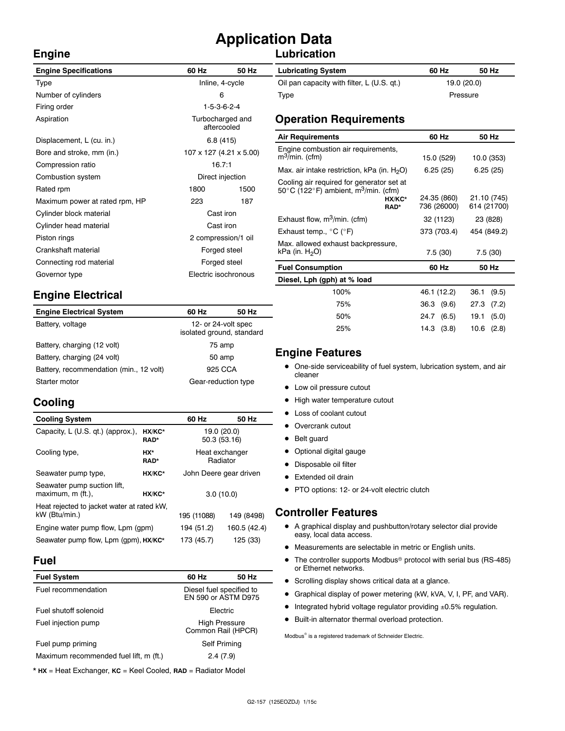# Application Data

## Engine

| Engine Specifications | 60 Hz | 50 Hz |
|---|---|---|
| Type | Inline, 4-cycle | |
| Number of cylinders | 6 | |
| Firing order | 1-5-3-6-2-4 | |
| Aspiration | Turbocharged and aftercooled | |
| Displacement, L (cu. in.) | 6.8 (415) | |
| Bore and stroke, mm (in.) | 107 x 127 (4.21 x 5.00) | |
| Compression ratio | 16.7:1 | |
| Combustion system | Direct injection | |
| Rated rpm | 1800 | 1500 |
| Maximum power at rated rpm, HP | 223 | 187 |
| Cylinder block material | Cast iron | |
| Cylinder head material | Cast iron | |
| Piston rings | 2 compression/1 oil | |
| Crankshaft material | Forged steel | |
| Connecting rod material | Forged steel | |
| Governor type | Electric isochronous | |

## Engine Electrical

| Engine Electrical System | 60 Hz | 50 Hz |
|---|---|---|
| Battery, voltage | 12- or 24-volt spec isolated ground, standard | |
| Battery, charging (12 volt) | 75 amp | |
| Battery, charging (24 volt) | 50 amp | |
| Battery, recommendation (min., 12 volt) | 925 CCA | |
| Starter motor | Gear-reduction type | |

## Cooling

| Cooling System | | 60 Hz | 50 Hz |
|---|---|---|---|
| Capacity, L (U.S. qt.) (approx.), | HX/KC* | 19.0 (20.0) | |
| | RAD* | 50.3 (53.16) | |
| Cooling type, | HX* | Heat exchanger | |
| | RAD* | Radiator | |
| Seawater pump type, | HX/KC* | John Deere gear driven | |
| Seawater pump suction lift, maximum, m (ft.), | HX/KC* | 3.0 (10.0) | |
| Heat rejected to jacket water at rated kW, kW (Btu/min.) | | 195 (11088) | 149 (8498) |
| Engine water pump flow, Lpm (gpm) | | 194 (51.2) | 160.5 (42.4) |
| Seawater pump flow, Lpm (gpm), | HX/KC* | 173 (45.7) | 125 (33) |

## Fuel

| Fuel System | 60 Hz | 50 Hz |
|---|---|---|
| Fuel recommendation | Diesel fuel specified to EN 590 or ASTM D975 | |
| Fuel shutoff solenoid | Electric | |
| Fuel injection pump | High Pressure Common Rail (HPCR) | |
| Fuel pump priming | Self Priming | |
| Maximum recommended fuel lift, m (ft.) | 2.4 (7.9) | |

* **HX** = Heat Exchanger, **KC** = Keel Cooled, **RAD** = Radiator Model

## Lubrication

| Lubricating System | 60 Hz | 50 Hz |
|---|---|---|
| Oil pan capacity with filter, L (U.S. qt.) | 19.0 (20.0) | |
| Type | Pressure | |

## Operation Requirements

| Air Requirements | | 60 Hz | 50 Hz |
|---|---|---|---|
| Engine combustion air requirements, $m^3$/min. (cfm) | | 15.0 (529) | 10.0 (353) |
| Max. air intake restriction, kPa (in. $H_2O$) | | 6.25 (25) | 6.25 (25) |
| Cooling air required for generator set at 50°C (122°F) ambient, $m^3$/min. (cfm) | HX/KC* | 24.35 (860) | 21.10 (745) |
| | RAD* | 736 (26000) | 614 (21700) |
| Exhaust flow, $m^3$/min. (cfm) | | 32 (1123) | 23 (828) |
| Exhaust temp., °C (°F) | | 373 (703.4) | 454 (849.2) |
| Max. allowed exhaust backpressure, kPa (in. $H_2O$) | | 7.5 (30) | 7.5 (30) |

| Fuel Consumption | 60 Hz | 50 Hz |
|---|---|---|
| **Diesel, Lph (gph) at % load** | | |
| 100% | 46.1 (12.2) | 36.1 (9.5) |
| 75% | 36.3 (9.6) | 27.3 (7.2) |
| 50% | 24.7 (6.5) | 19.1 (5.0) |
| 25% | 14.3 (3.8) | 10.6 (2.8) |

## Engine Features

- One-side serviceability of fuel system, lubrication system, and air cleaner
- Low oil pressure cutout
- High water temperature cutout
- Loss of coolant cutout
- Overcrank cutout
- Belt guard
- Optional digital gauge
- Disposable oil filter
- Extended oil drain
- PTO options: 12- or 24-volt electric clutch

## Controller Features

- A graphical display and pushbutton/rotary selector dial provide easy, local data access.
- Measurements are selectable in metric or English units.
- The controller supports Modbus® protocol with serial bus (RS-485) or Ethernet networks.
- Scrolling display shows critical data at a glance.
- Graphical display of power metering (kW, kVA, V, I, PF, and VAR).
- Integrated hybrid voltage regulator providing ±0.5% regulation.
- Built-in alternator thermal overload protection.

Modbus® is a registered trademark of Schneider Electric.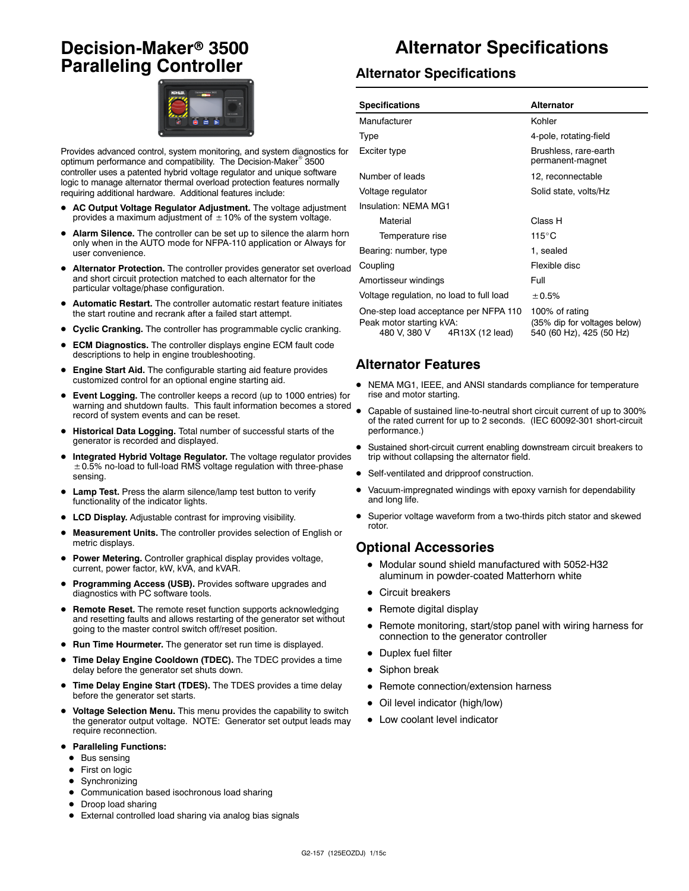# Decision-Maker® 3500 Paralleling Controller

Provides advanced control, system monitoring, and system diagnostics for optimum performance and compatibility. The Decision-Maker® 3500 controller uses a patented hybrid voltage regulator and unique software logic to manage alternator thermal overload protection features normally requiring additional hardware. Additional features include:

- **AC Output Voltage Regulator Adjustment.** The voltage adjustment provides a maximum adjustment of ±10% of the system voltage.
- **Alarm Silence.** The controller can be set up to silence the alarm horn only when in the AUTO mode for NFPA-110 application or Always for user convenience.
- **Alternator Protection.** The controller provides generator set overload and short circuit protection matched to each alternator for the particular voltage/phase configuration.
- **Automatic Restart.** The controller automatic restart feature initiates the start routine and recrank after a failed start attempt.
- **Cyclic Cranking.** The controller has programmable cyclic cranking.
- **ECM Diagnostics.** The controller displays engine ECM fault code descriptions to help in engine troubleshooting.
- **Engine Start Aid.** The configurable starting aid feature provides customized control for an optional engine starting aid.
- **Event Logging.** The controller keeps a record (up to 1000 entries) for warning and shutdown faults. This fault information becomes a stored record of system events and can be reset.
- **Historical Data Logging.** Total number of successful starts of the generator is recorded and displayed.
- **Integrated Hybrid Voltage Regulator.** The voltage regulator provides ±0.5% no-load to full-load RMS voltage regulation with three-phase sensing.
- **Lamp Test.** Press the alarm silence/lamp test button to verify functionality of the indicator lights.
- **LCD Display.** Adjustable contrast for improving visibility.
- **Measurement Units.** The controller provides selection of English or metric displays.
- **Power Metering.** Controller graphical display provides voltage, current, power factor, kW, kVA, and kVAR.
- **Programming Access (USB).** Provides software upgrades and diagnostics with PC software tools.
- **Remote Reset.** The remote reset function supports acknowledging and resetting faults and allows restarting of the generator set without going to the master control switch off/reset position.
- **Run Time Hourmeter.** The generator set run time is displayed.
- **Time Delay Engine Cooldown (TDEC).** The TDEC provides a time delay before the generator set shuts down.
- **Time Delay Engine Start (TDES).** The TDES provides a time delay before the generator set starts.
- **Voltage Selection Menu.** This menu provides the capability to switch the generator output voltage. NOTE: Generator set output leads may require reconnection.
- **Paralleling Functions:**
  - Bus sensing
  - First on logic
  - Synchronizing
  - Communication based isochronous load sharing
  - Droop load sharing
  - External controlled load sharing via analog bias signals

# Alternator Specifications

## Alternator Specifications

| Specifications | Alternator |
|---|---|
| Manufacturer | Kohler |
| Type | 4-pole, rotating-field |
| Exciter type | Brushless, rare-earth permanent-magnet |
| Number of leads | 12, reconnectable |
| Voltage regulator | Solid state, volts/Hz |
| Insulation: NEMA MG1 | |
| Material | Class H |
| Temperature rise | 115°C |
| Bearing: number, type | 1, sealed |
| Coupling | Flexible disc |
| Amortisseur windings | Full |
| Voltage regulation, no load to full load | ±0.5% |
| One-step load acceptance per NFPA 110 | 100% of rating |
| Peak motor starting kVA: | (35% dip for voltages below) |
| 480 V, 380 V 4R13X (12 lead) | 540 (60 Hz), 425 (50 Hz) |

## Alternator Features

- NEMA MG1, IEEE, and ANSI standards compliance for temperature rise and motor starting.
- Capable of sustained line-to-neutral short circuit current of up to 300% of the rated current for up to 2 seconds. (IEC 60092-301 short-circuit performance.)
- Sustained short-circuit current enabling downstream circuit breakers to trip without collapsing the alternator field.
- Self-ventilated and dripproof construction.
- Vacuum-impregnated windings with epoxy varnish for dependability and long life.
- Superior voltage waveform from a two-thirds pitch stator and skewed rotor.

## Optional Accessories

- Modular sound shield manufactured with 5052-H32 aluminum in powder-coated Matterhorn white
- Circuit breakers
- Remote digital display
- Remote monitoring, start/stop panel with wiring harness for connection to the generator controller
- Duplex fuel filter
- Siphon break
- Remote connection/extension harness
- Oil level indicator (high/low)
- Low coolant level indicator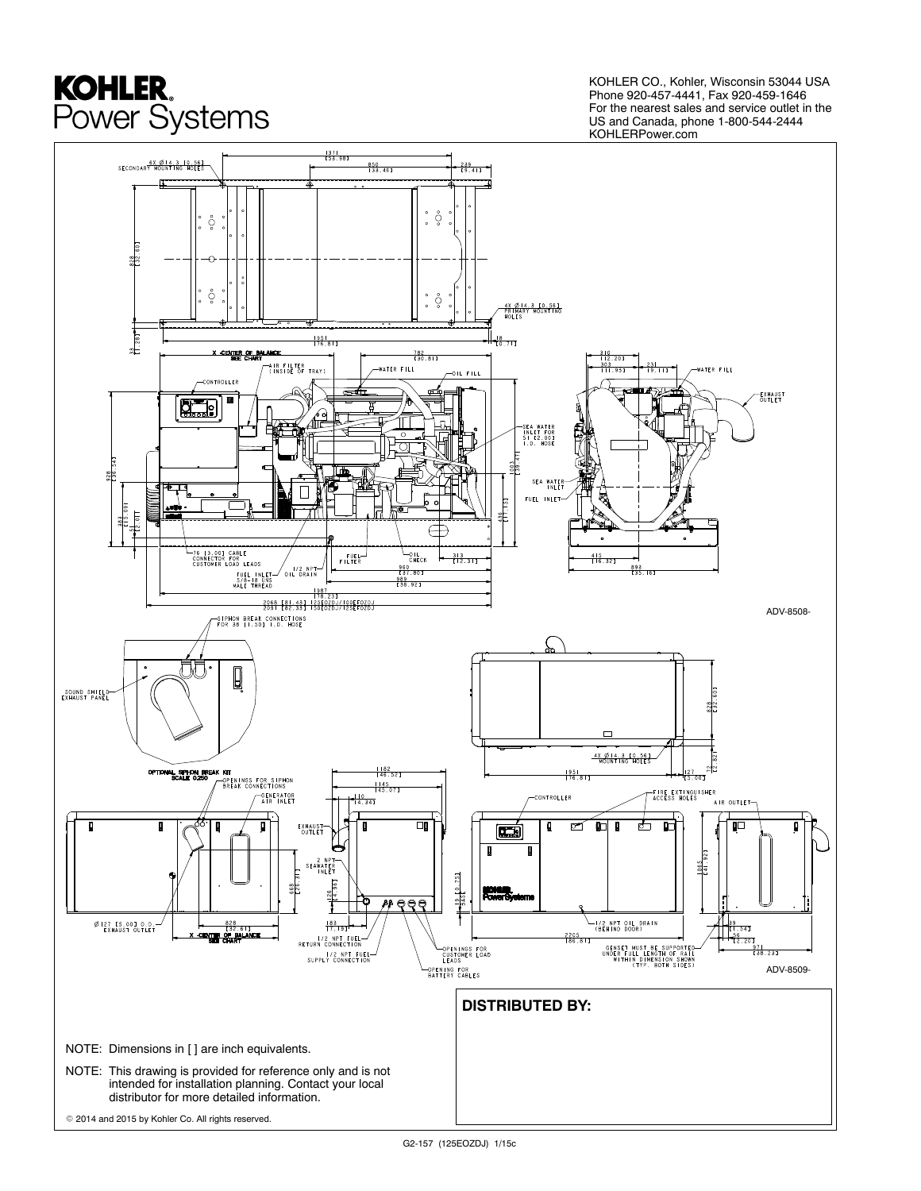**KOHLER** Power Systems

KOHLER CO., Kohler, Wisconsin 53044 USA
Phone 920-457-4441, Fax 920-459-1646
For the nearest sales and service outlet in the US and Canada, phone 1-800-544-2444
KOHLERPower.com

1371 [53.98]
850 [33.46]
239 [9.41]
6X Ø14.3 [0.56] SECONDARY MOUNTING HOLES
828 [32.60]
4X Ø14.3 [0.56] PRIMARY MOUNTING HOLES
33 [1.28]
1051 [16.81]
18 [0.71]
X -CENTER OF BALANCE SEE CHART
782 [30.81]
AIR FILTER (INSIDE OF TRAY)
WATER FILL
OIL FILL
CONTROLLER
SEA WATER INLET FOR 51 [2.00] I.D. HOSE
928 [36.54]
1003 [39.41]
283 [11.13]
51 [2.01]
383 [15.09]
76 [3.00] CABLE CONNECTOR FOR CUSTOMER LOAD LEADS
FUEL FILTER
OIL CHECK
313 [12.31]
1/2 NPT OIL DRAIN
FUEL INLET 5/8-18 UNS MALE THREAD
960 [37.80]
989 [38.92]
1987 [78.23]
2068 [81.43] 125EOZDJ/100EFOZDJ
2091 [82.33] 150EOZDJ/125EFOZDJ
310 [12.20]
303 [11.95]
231 [9.11]
WATER FILL
EXHAUST OUTLET
SEA WATER INLET
FUEL INLET
415 [16.32]
893 [35.16]

ADV-8508-

SIPHON BREAK CONNECTIONS FOR 38 [1.50] I.D. HOSE
SOUND SHIELD EXHAUST PANEL
OPTIONAL SIPHON BREAK KIT SCALE 0.250
828 [32.60]
4X Ø14.3 [0.56] MOUNTING HOLES
1951 [76.81]
127 [5.00]
72 [2.82]

OPENINGS FOR SIPHON BREAK CONNECTIONS
GENERATOR AIR INLET
1182 [46.52]
1145 [45.07]
110 [4.34]
EXHAUST OUTLET
2 NPT SEAWATER INLET
688 [26.31]
126 [4.96]
183 [7.19]
1/2 NPT FUEL RETURN CONNECTION
1/2 NPT FUEL SUPPLY CONNECTION
OPENINGS FOR CUSTOMER LOAD LEADS
OPENING FOR BATTERY CABLES
Ø127 [5.00] O.D. EXHAUST OUTLET
828 [32.61]
X -CENTER OF BALANCE SEE CHART
CONTROLLER
FIRE EXTINGUISHER ACCESS HOLES
AIR OUTLET
1065 [41.92]
19 [0.75]
1/2 NPT OIL DRAIN (BEHIND DOOR)
2205 [86.81]
GENSET MUST BE SUPPORTED UNDER FULL LENGTH OF RAIL WITHIN DIMENSION SHOWN (TYP. BOTH SIDES)
39 [1.54]
56 [2.20]
971 [38.23]

ADV-8509-

**DISTRIBUTED BY:**

NOTE: Dimensions in [ ] are inch equivalents.

NOTE: This drawing is provided for reference only and is not intended for installation planning. Contact your local distributor for more detailed information.

© 2014 and 2015 by Kohler Co. All rights reserved.

G2-157 (125EOZDJ) 1/15c